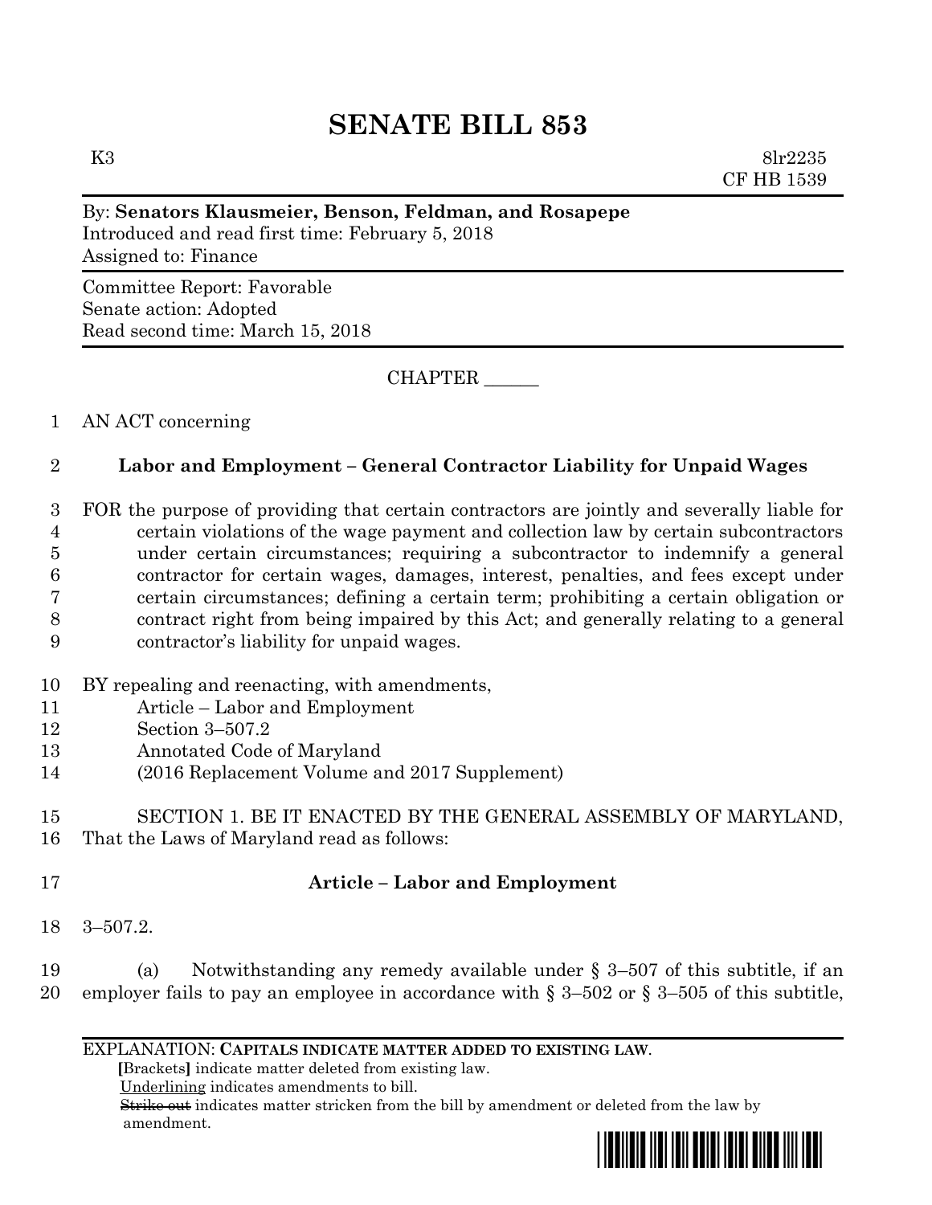# SENATE BILL 853

K3 8lr2235
CF HB 1539

By: **Senators Klausmeier, Benson, Feldman, and Rosapepe**
Introduced and read first time: February 5, 2018
Assigned to: Finance

Committee Report: Favorable
Senate action: Adopted
Read second time: March 15, 2018

CHAPTER ______

1 AN ACT concerning

2 **Labor and Employment – General Contractor Liability for Unpaid Wages**

3 FOR the purpose of providing that certain contractors are jointly and severally liable for
4 certain violations of the wage payment and collection law by certain subcontractors
5 under certain circumstances; requiring a subcontractor to indemnify a general
6 contractor for certain wages, damages, interest, penalties, and fees except under
7 certain circumstances; defining a certain term; prohibiting a certain obligation or
8 contract right from being impaired by this Act; and generally relating to a general
9 contractor's liability for unpaid wages.

10 BY repealing and reenacting, with amendments,
11 Article – Labor and Employment
12 Section 3–507.2
13 Annotated Code of Maryland
14 (2016 Replacement Volume and 2017 Supplement)

15 SECTION 1. BE IT ENACTED BY THE GENERAL ASSEMBLY OF MARYLAND,
16 That the Laws of Maryland read as follows:

17 **Article – Labor and Employment**

18 3–507.2.

19 (a) Notwithstanding any remedy available under § 3–507 of this subtitle, if an
20 employer fails to pay an employee in accordance with § 3–502 or § 3–505 of this subtitle,

EXPLANATION: **CAPITALS INDICATE MATTER ADDED TO EXISTING LAW.**
**[**Brackets**]** indicate matter deleted from existing law.
Underlining indicates amendments to bill.
~~Strike out~~ indicates matter stricken from the bill by amendment or deleted from the law by amendment.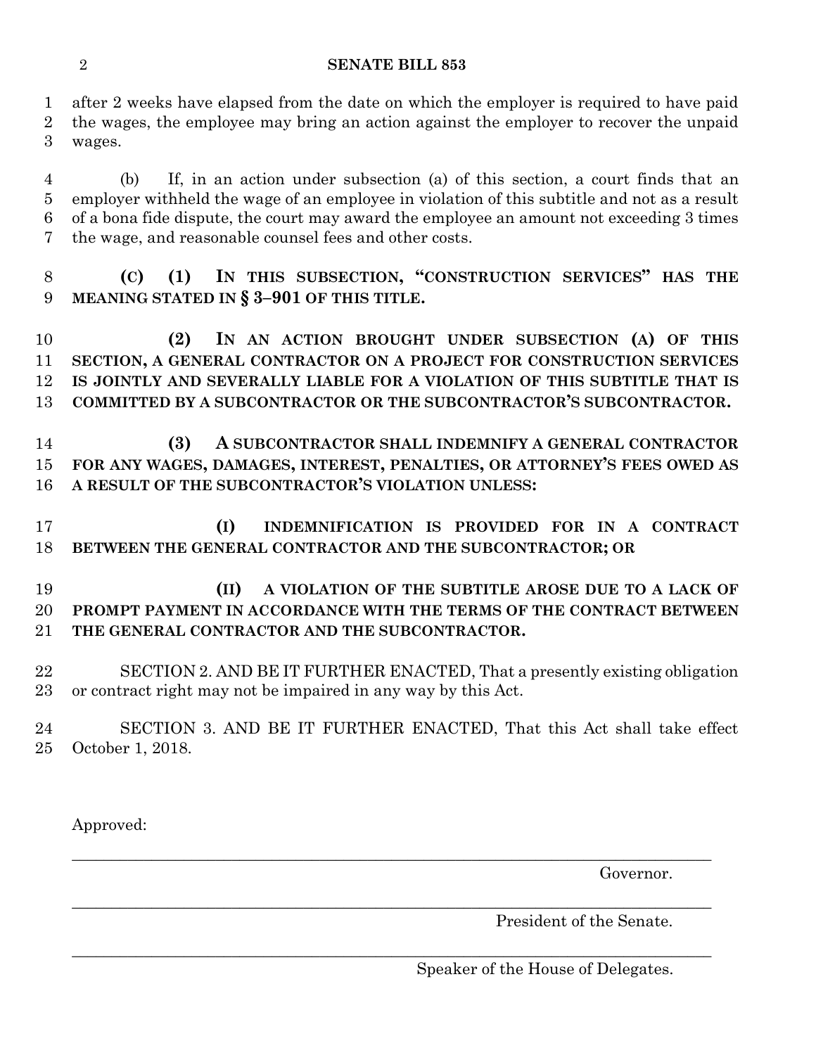after 2 weeks have elapsed from the date on which the employer is required to have paid the wages, the employee may bring an action against the employer to recover the unpaid wages.

(b) If, in an action under subsection (a) of this section, a court finds that an employer withheld the wage of an employee in violation of this subtitle and not as a result of a bona fide dispute, the court may award the employee an amount not exceeding 3 times the wage, and reasonable counsel fees and other costs.

**(C) (1) IN THIS SUBSECTION, "CONSTRUCTION SERVICES" HAS THE MEANING STATED IN § 3–901 OF THIS TITLE.**

**(2) IN AN ACTION BROUGHT UNDER SUBSECTION (A) OF THIS SECTION, A GENERAL CONTRACTOR ON A PROJECT FOR CONSTRUCTION SERVICES IS JOINTLY AND SEVERALLY LIABLE FOR A VIOLATION OF THIS SUBTITLE THAT IS COMMITTED BY A SUBCONTRACTOR OR THE SUBCONTRACTOR'S SUBCONTRACTOR.**

**(3) A SUBCONTRACTOR SHALL INDEMNIFY A GENERAL CONTRACTOR FOR ANY WAGES, DAMAGES, INTEREST, PENALTIES, OR ATTORNEY'S FEES OWED AS A RESULT OF THE SUBCONTRACTOR'S VIOLATION UNLESS:**

**(I) INDEMNIFICATION IS PROVIDED FOR IN A CONTRACT BETWEEN THE GENERAL CONTRACTOR AND THE SUBCONTRACTOR; OR**

**(II) A VIOLATION OF THE SUBTITLE AROSE DUE TO A LACK OF PROMPT PAYMENT IN ACCORDANCE WITH THE TERMS OF THE CONTRACT BETWEEN THE GENERAL CONTRACTOR AND THE SUBCONTRACTOR.**

SECTION 2. AND BE IT FURTHER ENACTED, That a presently existing obligation or contract right may not be impaired in any way by this Act.

SECTION 3. AND BE IT FURTHER ENACTED, That this Act shall take effect October 1, 2018.

Approved:

\_\_\_\_\_\_\_\_\_\_\_\_\_\_\_\_\_\_\_\_\_\_\_\_\_\_\_\_\_\_\_\_\_\_\_\_\_\_\_\_

Governor.

\_\_\_\_\_\_\_\_\_\_\_\_\_\_\_\_\_\_\_\_\_\_\_\_\_\_\_\_\_\_\_\_\_\_\_\_\_\_\_\_

President of the Senate.

\_\_\_\_\_\_\_\_\_\_\_\_\_\_\_\_\_\_\_\_\_\_\_\_\_\_\_\_\_\_\_\_\_\_\_\_\_\_\_\_

Speaker of the House of Delegates.